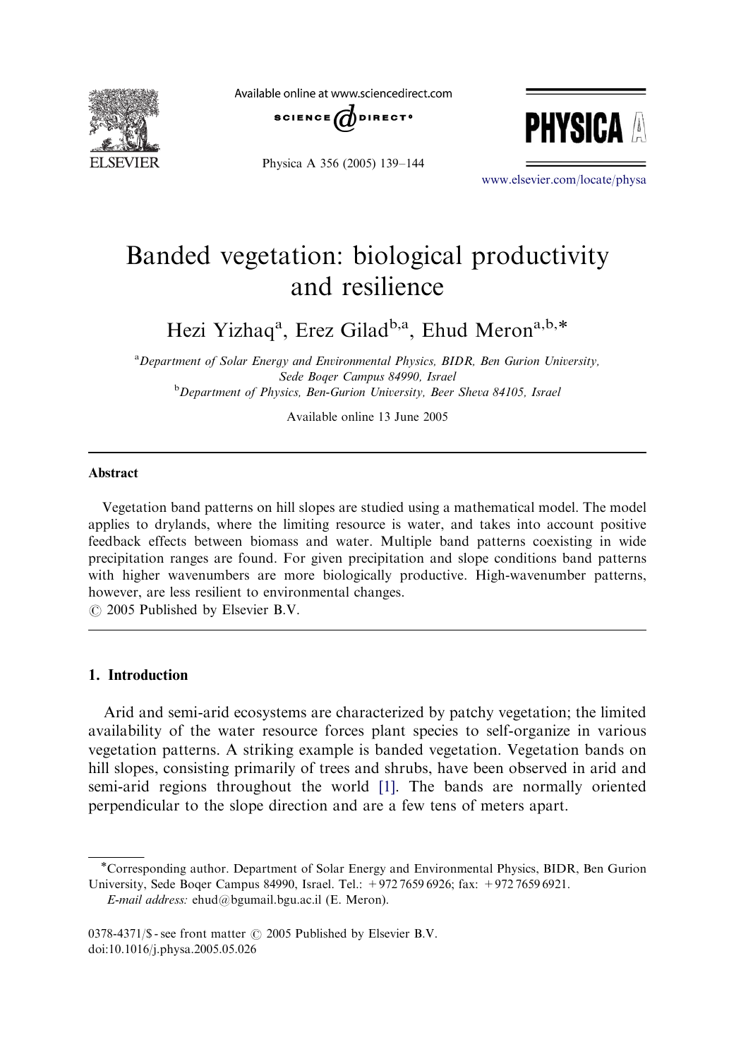# Banded vegetation: biological productivity and resilience

Hezi Yizhaq[a], Erez Gilad[b,a], Ehud Meron[a,b,*]

[a] *Department of Solar Energy and Environmental Physics, BIDR, Ben Gurion University, Sede Boqer Campus 84990, Israel*

[b] *Department of Physics, Ben-Gurion University, Beer Sheva 84105, Israel*

Available online 13 June 2005

## Abstract

Vegetation band patterns on hill slopes are studied using a mathematical model. The model applies to drylands, where the limiting resource is water, and takes into account positive feedback effects between biomass and water. Multiple band patterns coexisting in wide precipitation ranges are found. For given precipitation and slope conditions band patterns with higher wavenumbers are more biologically productive. High-wavenumber patterns, however, are less resilient to environmental changes.

© 2005 Published by Elsevier B.V.

## 1. Introduction

Arid and semi-arid ecosystems are characterized by patchy vegetation; the limited availability of the water resource forces plant species to self-organize in various vegetation patterns. A striking example is banded vegetation. Vegetation bands on hill slopes, consisting primarily of trees and shrubs, have been observed in arid and semi-arid regions throughout the world [1]. The bands are normally oriented perpendicular to the slope direction and are a few tens of meters apart.

---

*Corresponding author. Department of Solar Energy and Environmental Physics, BIDR, Ben Gurion University, Sede Boqer Campus 84990, Israel. Tel.: +972 7659 6926; fax: +972 7659 6921.

*E-mail address:* ehud@bgumail.bgu.ac.il (E. Meron).

0378-4371/$ - see front matter © 2005 Published by Elsevier B.V.

doi:10.1016/j.physa.2005.05.026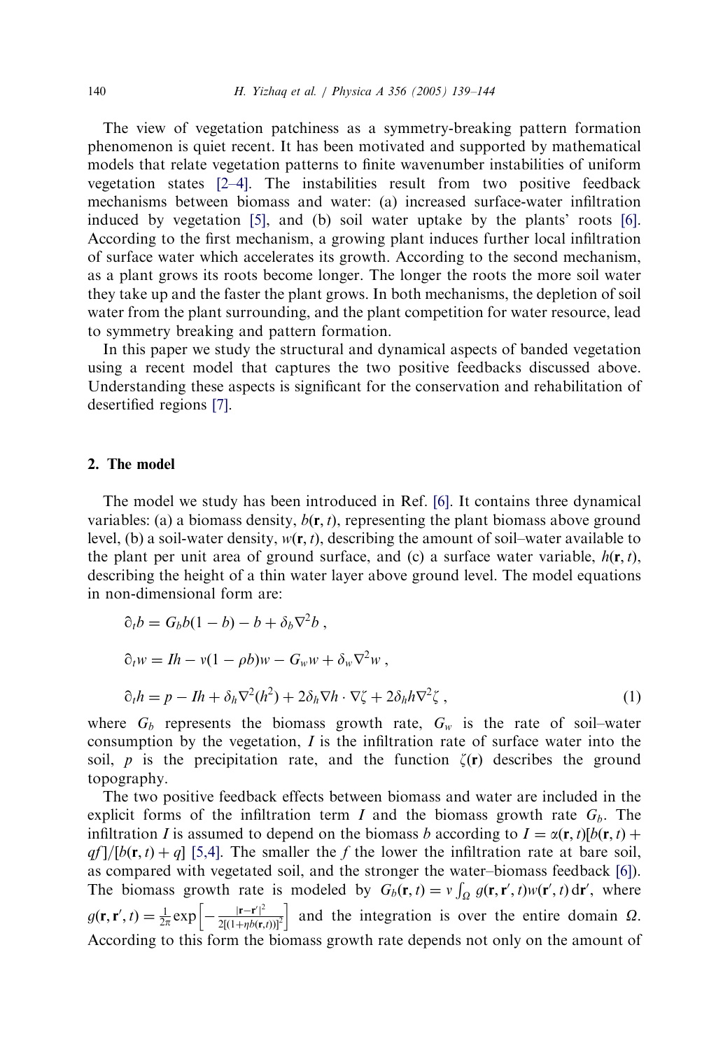The view of vegetation patchiness as a symmetry-breaking pattern formation phenomenon is quiet recent. It has been motivated and supported by mathematical models that relate vegetation patterns to finite wavenumber instabilities of uniform vegetation states [2–4]. The instabilities result from two positive feedback mechanisms between biomass and water: (a) increased surface-water infiltration induced by vegetation [5], and (b) soil water uptake by the plants' roots [6]. According to the first mechanism, a growing plant induces further local infiltration of surface water which accelerates its growth. According to the second mechanism, as a plant grows its roots become longer. The longer the roots the more soil water they take up and the faster the plant grows. In both mechanisms, the depletion of soil water from the plant surrounding, and the plant competition for water resource, lead to symmetry breaking and pattern formation.

In this paper we study the structural and dynamical aspects of banded vegetation using a recent model that captures the two positive feedbacks discussed above. Understanding these aspects is significant for the conservation and rehabilitation of desertified regions [7].

## 2. The model

The model we study has been introduced in Ref. [6]. It contains three dynamical variables: (a) a biomass density, $b(\mathbf{r}, t)$, representing the plant biomass above ground level, (b) a soil-water density, $w(\mathbf{r}, t)$, describing the amount of soil–water available to the plant per unit area of ground surface, and (c) a surface water variable, $h(\mathbf{r}, t)$, describing the height of a thin water layer above ground level. The model equations in non-dimensional form are:

$$
\begin{aligned}
\partial_t b &= G_b b(1-b) - b + \delta_b \nabla^2 b \,, \\
\partial_t w &= Ih - v(1-\rho b)w - G_w w + \delta_w \nabla^2 w \,, \\
\partial_t h &= p - Ih + \delta_h \nabla^2 (h^2) + 2\delta_h \nabla h \cdot \nabla \zeta + 2\delta_h h \nabla^2 \zeta \,,
\end{aligned}
\tag{1}
$$

where $G_b$ represents the biomass growth rate, $G_w$ is the rate of soil–water consumption by the vegetation, $I$ is the infiltration rate of surface water into the soil, $p$ is the precipitation rate, and the function $\zeta(\mathbf{r})$ describes the ground topography.

The two positive feedback effects between biomass and water are included in the explicit forms of the infiltration term $I$ and the biomass growth rate $G_b$. The infiltration $I$ is assumed to depend on the biomass $b$ according to $I = \alpha(\mathbf{r}, t)[b(\mathbf{r}, t) + qf]/[b(\mathbf{r}, t) + q]$ [5,4]. The smaller the $f$ the lower the infiltration rate at bare soil, as compared with vegetated soil, and the stronger the water–biomass feedback [6]). The biomass growth rate is modeled by $G_b(\mathbf{r}, t) = v \int_\Omega g(\mathbf{r}, \mathbf{r}', t) w(\mathbf{r}', t)\, d\mathbf{r}'$, where $g(\mathbf{r}, \mathbf{r}', t) = \frac{1}{2\pi} \exp\left[ -\frac{|\mathbf{r} - \mathbf{r}'|^2}{2[(1+\eta b(\mathbf{r}, t))]^2} \right]$ and the integration is over the entire domain $\Omega$. According to this form the biomass growth rate depends not only on the amount of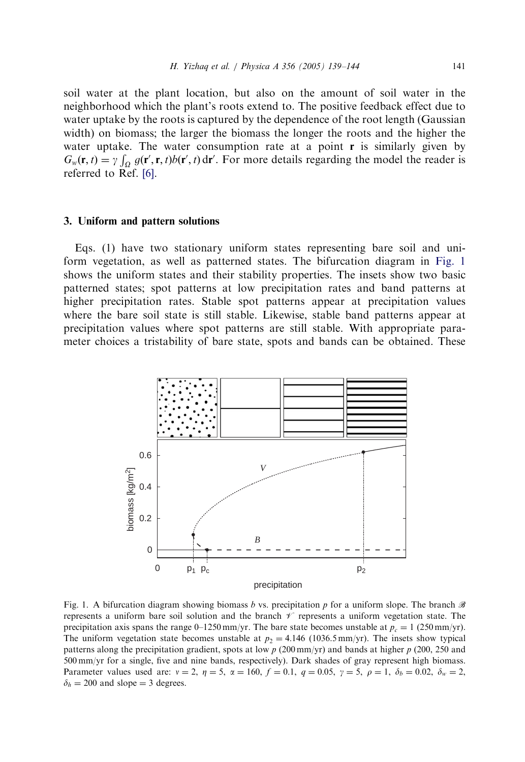soil water at the plant location, but also on the amount of soil water in the neighborhood which the plant's roots extend to. The positive feedback effect due to water uptake by the roots is captured by the dependence of the root length (Gaussian width) on biomass; the larger the biomass the longer the roots and the higher the water uptake. The water consumption rate at a point $\mathbf{r}$ is similarly given by $G_w(\mathbf{r}, t) = \gamma \int_{\Omega} g(\mathbf{r}', \mathbf{r}, t) b(\mathbf{r}', t)\, \mathrm{d}\mathbf{r}'$. For more details regarding the model the reader is referred to Ref. [6].

## 3. Uniform and pattern solutions

Eqs. (1) have two stationary uniform states representing bare soil and uniform vegetation, as well as patterned states. The bifurcation diagram in Fig. 1 shows the uniform states and their stability properties. The insets show two basic patterned states; spot patterns at low precipitation rates and band patterns at higher precipitation rates. Stable spot patterns appear at precipitation values where the bare soil state is still stable. Likewise, stable band patterns appear at precipitation values where spot patterns are still stable. With appropriate parameter choices a tristability of bare state, spots and bands can be obtained. These

Fig. 1. A bifurcation diagram showing biomass $b$ vs. precipitation $p$ for a uniform slope. The branch $\mathscr{B}$ represents a uniform bare soil solution and the branch $\mathscr{V}$ represents a uniform vegetation state. The precipitation axis spans the range 0–1250 mm/yr. The bare state becomes unstable at $p_c = 1$ (250 mm/yr). The uniform vegetation state becomes unstable at $p_2 = 4.146$ (1036.5 mm/yr). The insets show typical patterns along the precipitation gradient, spots at low $p$ (200 mm/yr) and bands at higher $p$ (200, 250 and 500 mm/yr for a single, five and nine bands, respectively). Dark shades of gray represent high biomass. Parameter values used are: $v = 2$, $\eta = 5$, $\alpha = 160$, $f = 0.1$, $q = 0.05$, $\gamma = 5$, $\rho = 1$, $\delta_b = 0.02$, $\delta_w = 2$, $\delta_h = 200$ and slope = 3 degrees.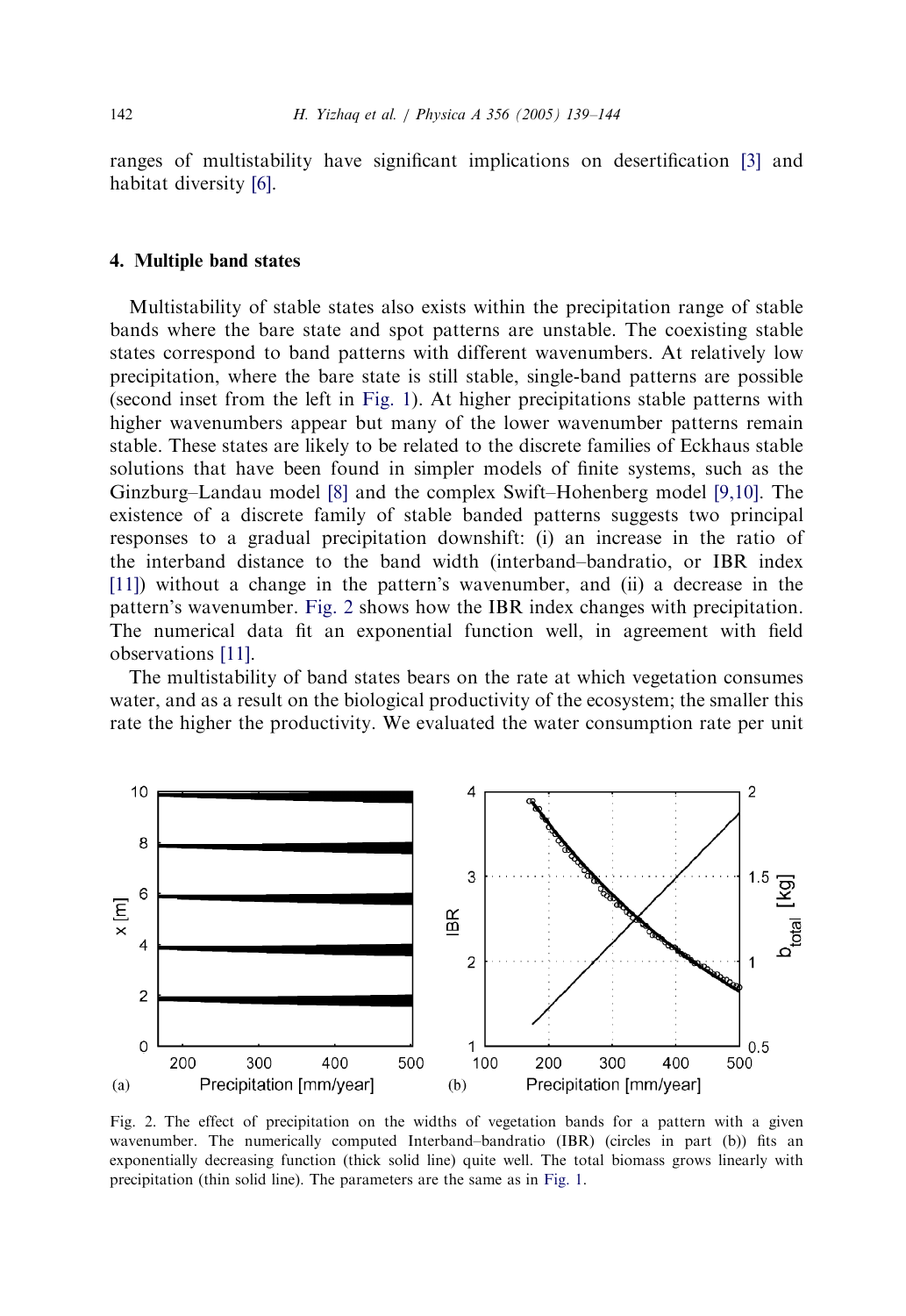ranges of multistability have significant implications on desertification [3] and habitat diversity [6].

## 4. Multiple band states

Multistability of stable states also exists within the precipitation range of stable bands where the bare state and spot patterns are unstable. The coexisting stable states correspond to band patterns with different wavenumbers. At relatively low precipitation, where the bare state is still stable, single-band patterns are possible (second inset from the left in Fig. 1). At higher precipitations stable patterns with higher wavenumbers appear but many of the lower wavenumber patterns remain stable. These states are likely to be related to the discrete families of Eckhaus stable solutions that have been found in simpler models of finite systems, such as the Ginzburg–Landau model [8] and the complex Swift–Hohenberg model [9,10]. The existence of a discrete family of stable banded patterns suggests two principal responses to a gradual precipitation downshift: (i) an increase in the ratio of the interband distance to the band width (interband–bandratio, or IBR index [11]) without a change in the pattern's wavenumber, and (ii) a decrease in the pattern's wavenumber. Fig. 2 shows how the IBR index changes with precipitation. The numerical data fit an exponential function well, in agreement with field observations [11].

The multistability of band states bears on the rate at which vegetation consumes water, and as a result on the biological productivity of the ecosystem; the smaller this rate the higher the productivity. We evaluated the water consumption rate per unit

Fig. 2. The effect of precipitation on the widths of vegetation bands for a pattern with a given wavenumber. The numerically computed Interband–bandratio (IBR) (circles in part (b)) fits an exponentially decreasing function (thick solid line) quite well. The total biomass grows linearly with precipitation (thin solid line). The parameters are the same as in Fig. 1.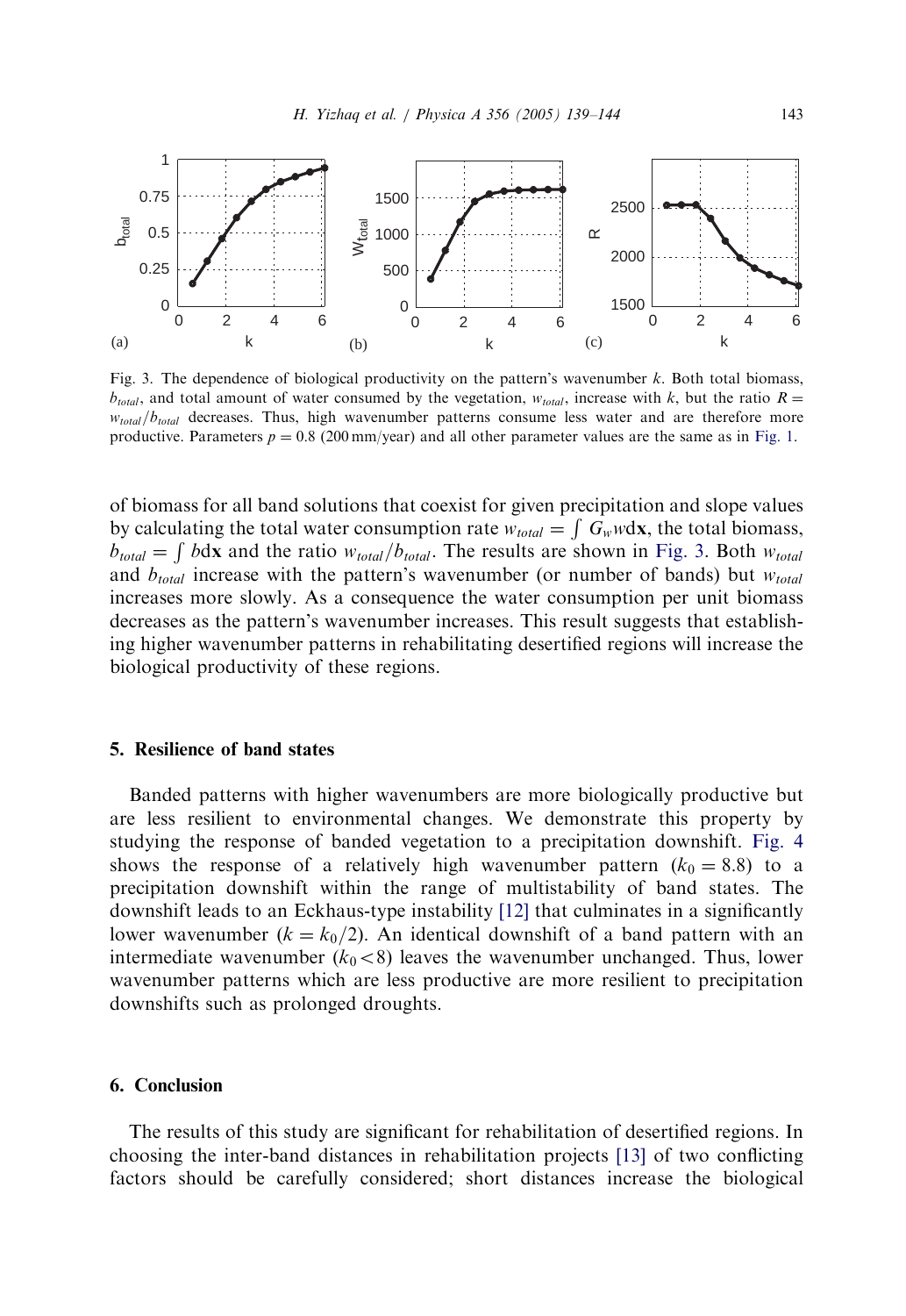Fig. 3. The dependence of biological productivity on the pattern's wavenumber $k$. Both total biomass, $b_{total}$, and total amount of water consumed by the vegetation, $w_{total}$, increase with $k$, but the ratio $R = w_{total}/b_{total}$ decreases. Thus, high wavenumber patterns consume less water and are therefore more productive. Parameters $p = 0.8$ (200 mm/year) and all other parameter values are the same as in Fig. 1.

of biomass for all band solutions that coexist for given precipitation and slope values by calculating the total water consumption rate $w_{total} = \int G_w w d\mathbf{x}$, the total biomass, $b_{total} = \int b d\mathbf{x}$ and the ratio $w_{total}/b_{total}$. The results are shown in Fig. 3. Both $w_{total}$ and $b_{total}$ increase with the pattern's wavenumber (or number of bands) but $w_{total}$ increases more slowly. As a consequence the water consumption per unit biomass decreases as the pattern's wavenumber increases. This result suggests that establishing higher wavenumber patterns in rehabilitating desertified regions will increase the biological productivity of these regions.

## 5. Resilience of band states

Banded patterns with higher wavenumbers are more biologically productive but are less resilient to environmental changes. We demonstrate this property by studying the response of banded vegetation to a precipitation downshift. Fig. 4 shows the response of a relatively high wavenumber pattern ($k_0 = 8.8$) to a precipitation downshift within the range of multistability of band states. The downshift leads to an Eckhaus-type instability [12] that culminates in a significantly lower wavenumber ($k = k_0/2$). An identical downshift of a band pattern with an intermediate wavenumber ($k_0 < 8$) leaves the wavenumber unchanged. Thus, lower wavenumber patterns which are less productive are more resilient to precipitation downshifts such as prolonged droughts.

## 6. Conclusion

The results of this study are significant for rehabilitation of desertified regions. In choosing the inter-band distances in rehabilitation projects [13] of two conflicting factors should be carefully considered; short distances increase the biological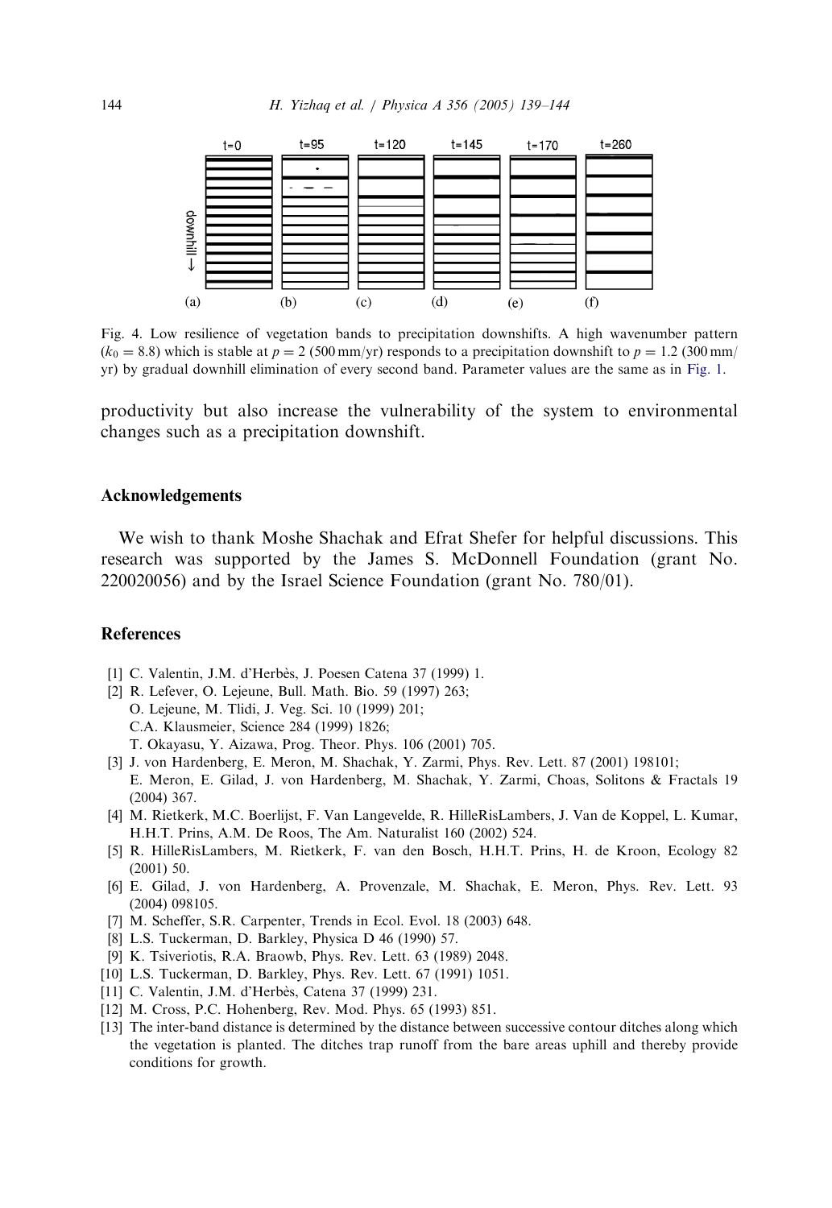t=0 t=95 t=120 t=145 t=170 t=260

downhill

(a) (b) (c) (d) (e) (f)

Fig. 4. Low resilience of vegetation bands to precipitation downshifts. A high wavenumber pattern ($k_0 = 8.8$) which is stable at $p = 2$ (500 mm/yr) responds to a precipitation downshift to $p = 1.2$ (300 mm/yr) by gradual downhill elimination of every second band. Parameter values are the same as in Fig. 1.

productivity but also increase the vulnerability of the system to environmental changes such as a precipitation downshift.

## Acknowledgements

We wish to thank Moshe Shachak and Efrat Shefer for helpful discussions. This research was supported by the James S. McDonnell Foundation (grant No. 220020056) and by the Israel Science Foundation (grant No. 780/01).

## References

[1] C. Valentin, J.M. d'Herbès, J. Poesen Catena 37 (1999) 1.

[2] R. Lefever, O. Lejeune, Bull. Math. Bio. 59 (1997) 263;
O. Lejeune, M. Tlidi, J. Veg. Sci. 10 (1999) 201;
C.A. Klausmeier, Science 284 (1999) 1826;
T. Okayasu, Y. Aizawa, Prog. Theor. Phys. 106 (2001) 705.

[3] J. von Hardenberg, E. Meron, M. Shachak, Y. Zarmi, Phys. Rev. Lett. 87 (2001) 198101;
E. Meron, E. Gilad, J. von Hardenberg, M. Shachak, Y. Zarmi, Choas, Solitons & Fractals 19 (2004) 367.

[4] M. Rietkerk, M.C. Boerlijst, F. Van Langevelde, R. HilleRisLambers, J. Van de Koppel, L. Kumar, H.H.T. Prins, A.M. De Roos, The Am. Naturalist 160 (2002) 524.

[5] R. HilleRisLambers, M. Rietkerk, F. van den Bosch, H.H.T. Prins, H. de Kroon, Ecology 82 (2001) 50.

[6] E. Gilad, J. von Hardenberg, A. Provenzale, M. Shachak, E. Meron, Phys. Rev. Lett. 93 (2004) 098105.

[7] M. Scheffer, S.R. Carpenter, Trends in Ecol. Evol. 18 (2003) 648.

[8] L.S. Tuckerman, D. Barkley, Physica D 46 (1990) 57.

[9] K. Tsiveriotis, R.A. Braowb, Phys. Rev. Lett. 63 (1989) 2048.

[10] L.S. Tuckerman, D. Barkley, Phys. Rev. Lett. 67 (1991) 1051.

[11] C. Valentin, J.M. d'Herbès, Catena 37 (1999) 231.

[12] M. Cross, P.C. Hohenberg, Rev. Mod. Phys. 65 (1993) 851.

[13] The inter-band distance is determined by the distance between successive contour ditches along which the vegetation is planted. The ditches trap runoff from the bare areas uphill and thereby provide conditions for growth.